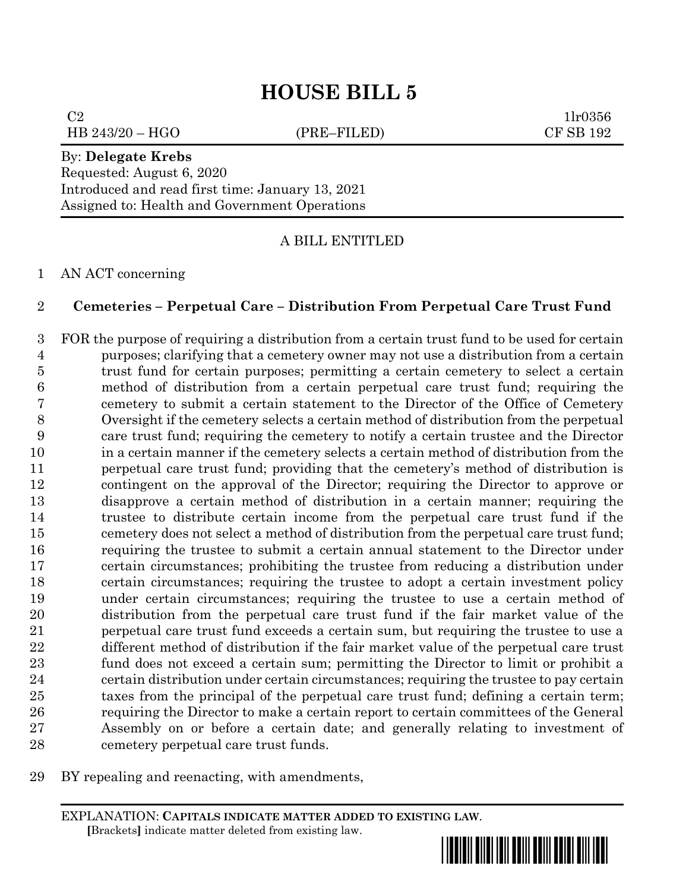# HOUSE BILL 5

C2 1lr0356
HB 243/20 – HGO (PRE–FILED) CF SB 192

By: **Delegate Krebs**
Requested: August 6, 2020
Introduced and read first time: January 13, 2021
Assigned to: Health and Government Operations

A BILL ENTITLED

1 AN ACT concerning

2 **Cemeteries – Perpetual Care – Distribution From Perpetual Care Trust Fund**

3 FOR the purpose of requiring a distribution from a certain trust fund to be used for certain
4 purposes; clarifying that a cemetery owner may not use a distribution from a certain
5 trust fund for certain purposes; permitting a certain cemetery to select a certain
6 method of distribution from a certain perpetual care trust fund; requiring the
7 cemetery to submit a certain statement to the Director of the Office of Cemetery
8 Oversight if the cemetery selects a certain method of distribution from the perpetual
9 care trust fund; requiring the cemetery to notify a certain trustee and the Director
10 in a certain manner if the cemetery selects a certain method of distribution from the
11 perpetual care trust fund; providing that the cemetery's method of distribution is
12 contingent on the approval of the Director; requiring the Director to approve or
13 disapprove a certain method of distribution in a certain manner; requiring the
14 trustee to distribute certain income from the perpetual care trust fund if the
15 cemetery does not select a method of distribution from the perpetual care trust fund;
16 requiring the trustee to submit a certain annual statement to the Director under
17 certain circumstances; prohibiting the trustee from reducing a distribution under
18 certain circumstances; requiring the trustee to adopt a certain investment policy
19 under certain circumstances; requiring the trustee to use a certain method of
20 distribution from the perpetual care trust fund if the fair market value of the
21 perpetual care trust fund exceeds a certain sum, but requiring the trustee to use a
22 different method of distribution if the fair market value of the perpetual care trust
23 fund does not exceed a certain sum; permitting the Director to limit or prohibit a
24 certain distribution under certain circumstances; requiring the trustee to pay certain
25 taxes from the principal of the perpetual care trust fund; defining a certain term;
26 requiring the Director to make a certain report to certain committees of the General
27 Assembly on or before a certain date; and generally relating to investment of
28 cemetery perpetual care trust funds.

29 BY repealing and reenacting, with amendments,

EXPLANATION: **CAPITALS INDICATE MATTER ADDED TO EXISTING LAW.**
[Brackets] indicate matter deleted from existing law.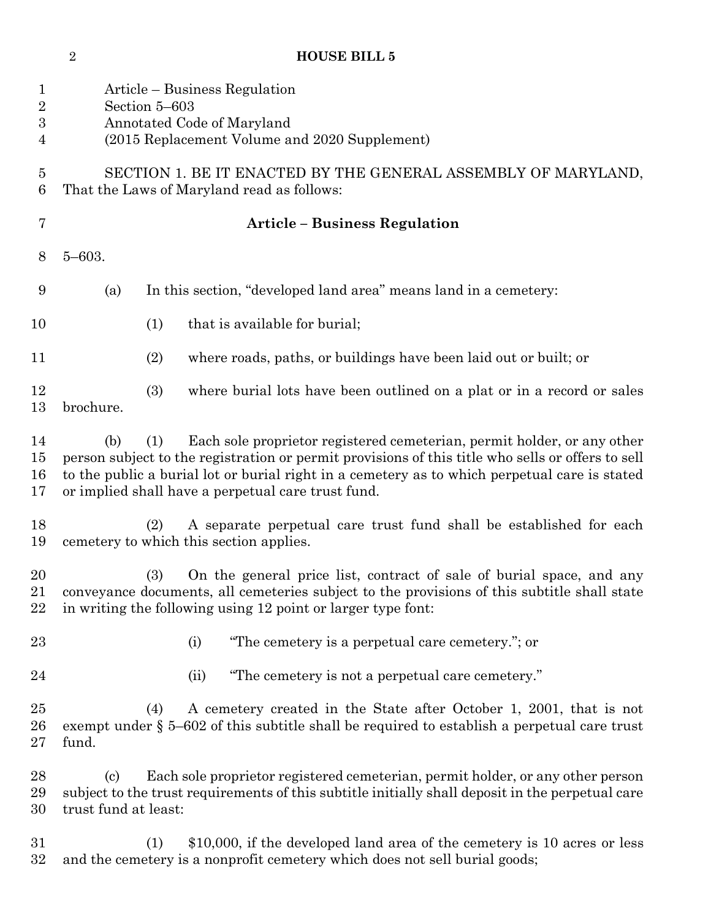Article – Business Regulation
Section 5–603
Annotated Code of Maryland
(2015 Replacement Volume and 2020 Supplement)

SECTION 1. BE IT ENACTED BY THE GENERAL ASSEMBLY OF MARYLAND, That the Laws of Maryland read as follows:

**Article – Business Regulation**

5–603.

(a) In this section, "developed land area" means land in a cemetery:

(1) that is available for burial;

(2) where roads, paths, or buildings have been laid out or built; or

(3) where burial lots have been outlined on a plat or in a record or sales brochure.

(b) (1) Each sole proprietor registered cemeterian, permit holder, or any other person subject to the registration or permit provisions of this title who sells or offers to sell to the public a burial lot or burial right in a cemetery as to which perpetual care is stated or implied shall have a perpetual care trust fund.

(2) A separate perpetual care trust fund shall be established for each cemetery to which this section applies.

(3) On the general price list, contract of sale of burial space, and any conveyance documents, all cemeteries subject to the provisions of this subtitle shall state in writing the following using 12 point or larger type font:

(i) "The cemetery is a perpetual care cemetery."; or

(ii) "The cemetery is not a perpetual care cemetery."

(4) A cemetery created in the State after October 1, 2001, that is not exempt under § 5–602 of this subtitle shall be required to establish a perpetual care trust fund.

(c) Each sole proprietor registered cemeterian, permit holder, or any other person subject to the trust requirements of this subtitle initially shall deposit in the perpetual care trust fund at least:

(1) $10,000, if the developed land area of the cemetery is 10 acres or less and the cemetery is a nonprofit cemetery which does not sell burial goods;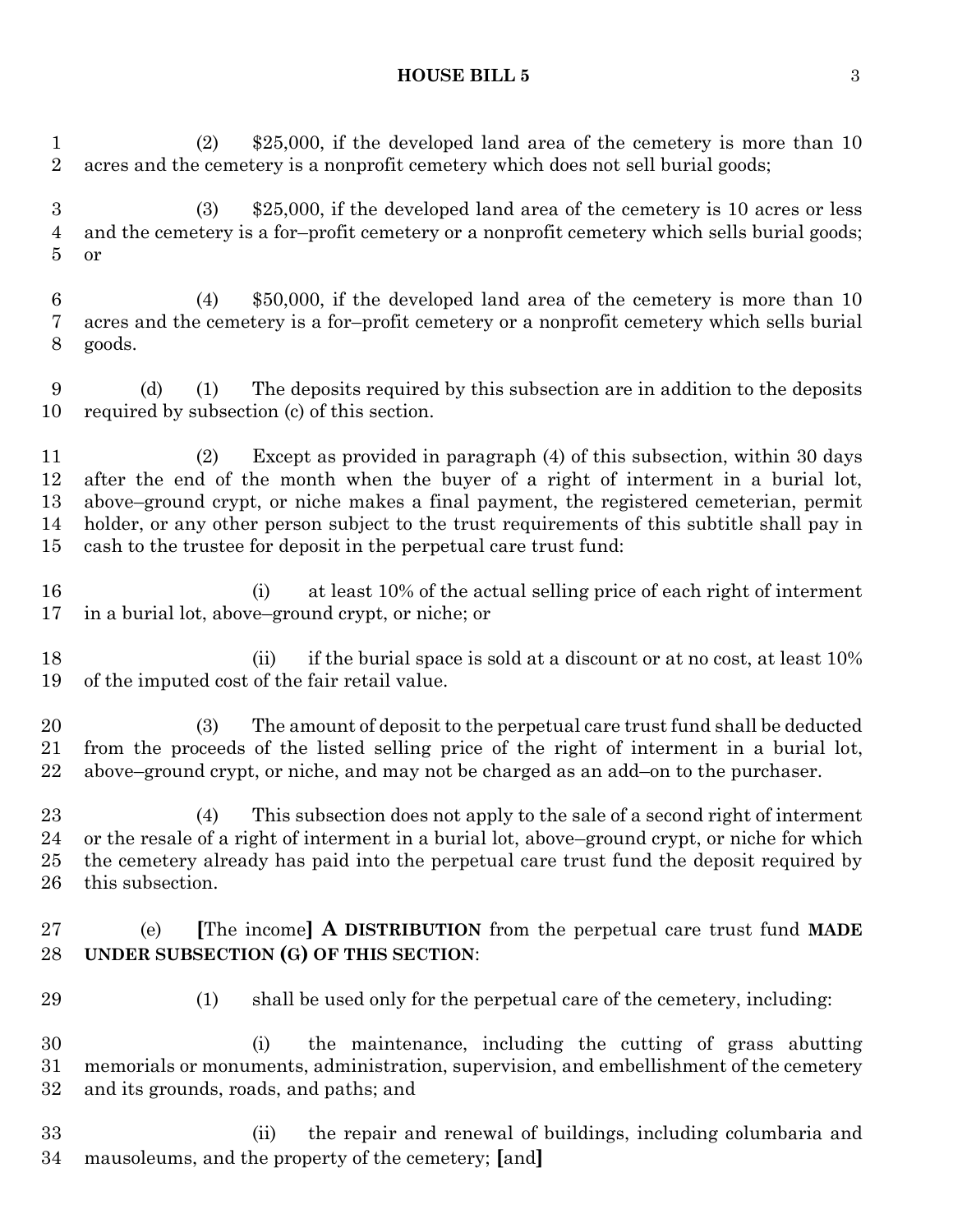(2) $25,000, if the developed land area of the cemetery is more than 10 acres and the cemetery is a nonprofit cemetery which does not sell burial goods;

(3) $25,000, if the developed land area of the cemetery is 10 acres or less and the cemetery is a for–profit cemetery or a nonprofit cemetery which sells burial goods; or

(4) $50,000, if the developed land area of the cemetery is more than 10 acres and the cemetery is a for–profit cemetery or a nonprofit cemetery which sells burial goods.

(d) (1) The deposits required by this subsection are in addition to the deposits required by subsection (c) of this section.

(2) Except as provided in paragraph (4) of this subsection, within 30 days after the end of the month when the buyer of a right of interment in a burial lot, above–ground crypt, or niche makes a final payment, the registered cemeterian, permit holder, or any other person subject to the trust requirements of this subtitle shall pay in cash to the trustee for deposit in the perpetual care trust fund:

(i) at least 10% of the actual selling price of each right of interment in a burial lot, above–ground crypt, or niche; or

(ii) if the burial space is sold at a discount or at no cost, at least 10% of the imputed cost of the fair retail value.

(3) The amount of deposit to the perpetual care trust fund shall be deducted from the proceeds of the listed selling price of the right of interment in a burial lot, above–ground crypt, or niche, and may not be charged as an add–on to the purchaser.

(4) This subsection does not apply to the sale of a second right of interment or the resale of a right of interment in a burial lot, above–ground crypt, or niche for which the cemetery already has paid into the perpetual care trust fund the deposit required by this subsection.

(e) **[**The income**]** **A DISTRIBUTION** from the perpetual care trust fund **MADE UNDER SUBSECTION (G) OF THIS SECTION**:

(1) shall be used only for the perpetual care of the cemetery, including:

(i) the maintenance, including the cutting of grass abutting memorials or monuments, administration, supervision, and embellishment of the cemetery and its grounds, roads, and paths; and

(ii) the repair and renewal of buildings, including columbaria and mausoleums, and the property of the cemetery; **[**and**]**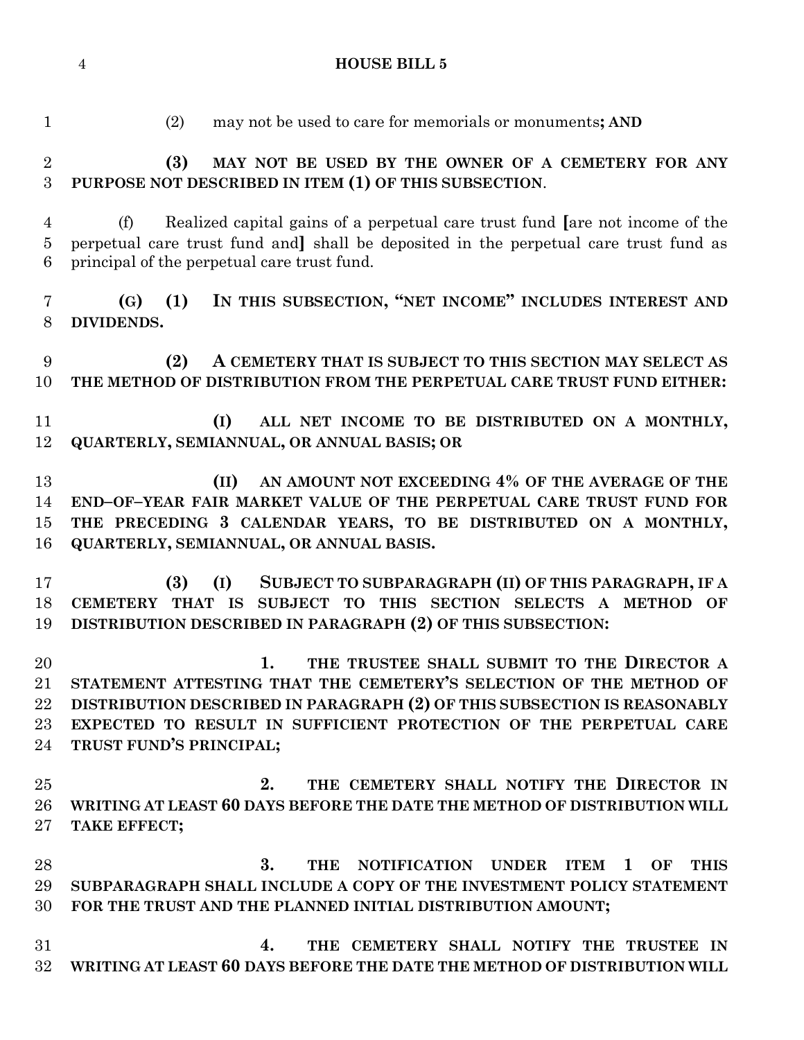(2) may not be used to care for memorials or monuments**; AND**

**(3) MAY NOT BE USED BY THE OWNER OF A CEMETERY FOR ANY PURPOSE NOT DESCRIBED IN ITEM (1) OF THIS SUBSECTION**.

(f) Realized capital gains of a perpetual care trust fund **[**are not income of the perpetual care trust fund and**]** shall be deposited in the perpetual care trust fund as principal of the perpetual care trust fund.

**(G) (1) IN THIS SUBSECTION, "NET INCOME" INCLUDES INTEREST AND DIVIDENDS.**

**(2) A CEMETERY THAT IS SUBJECT TO THIS SECTION MAY SELECT AS THE METHOD OF DISTRIBUTION FROM THE PERPETUAL CARE TRUST FUND EITHER:**

**(I) ALL NET INCOME TO BE DISTRIBUTED ON A MONTHLY, QUARTERLY, SEMIANNUAL, OR ANNUAL BASIS; OR**

**(II) AN AMOUNT NOT EXCEEDING 4% OF THE AVERAGE OF THE END–OF–YEAR FAIR MARKET VALUE OF THE PERPETUAL CARE TRUST FUND FOR THE PRECEDING 3 CALENDAR YEARS, TO BE DISTRIBUTED ON A MONTHLY, QUARTERLY, SEMIANNUAL, OR ANNUAL BASIS.**

**(3) (I) SUBJECT TO SUBPARAGRAPH (II) OF THIS PARAGRAPH, IF A CEMETERY THAT IS SUBJECT TO THIS SECTION SELECTS A METHOD OF DISTRIBUTION DESCRIBED IN PARAGRAPH (2) OF THIS SUBSECTION:**

**1. THE TRUSTEE SHALL SUBMIT TO THE DIRECTOR A STATEMENT ATTESTING THAT THE CEMETERY'S SELECTION OF THE METHOD OF DISTRIBUTION DESCRIBED IN PARAGRAPH (2) OF THIS SUBSECTION IS REASONABLY EXPECTED TO RESULT IN SUFFICIENT PROTECTION OF THE PERPETUAL CARE TRUST FUND'S PRINCIPAL;**

**2. THE CEMETERY SHALL NOTIFY THE DIRECTOR IN WRITING AT LEAST 60 DAYS BEFORE THE DATE THE METHOD OF DISTRIBUTION WILL TAKE EFFECT;**

**3. THE NOTIFICATION UNDER ITEM 1 OF THIS SUBPARAGRAPH SHALL INCLUDE A COPY OF THE INVESTMENT POLICY STATEMENT FOR THE TRUST AND THE PLANNED INITIAL DISTRIBUTION AMOUNT;**

**4. THE CEMETERY SHALL NOTIFY THE TRUSTEE IN WRITING AT LEAST 60 DAYS BEFORE THE DATE THE METHOD OF DISTRIBUTION WILL**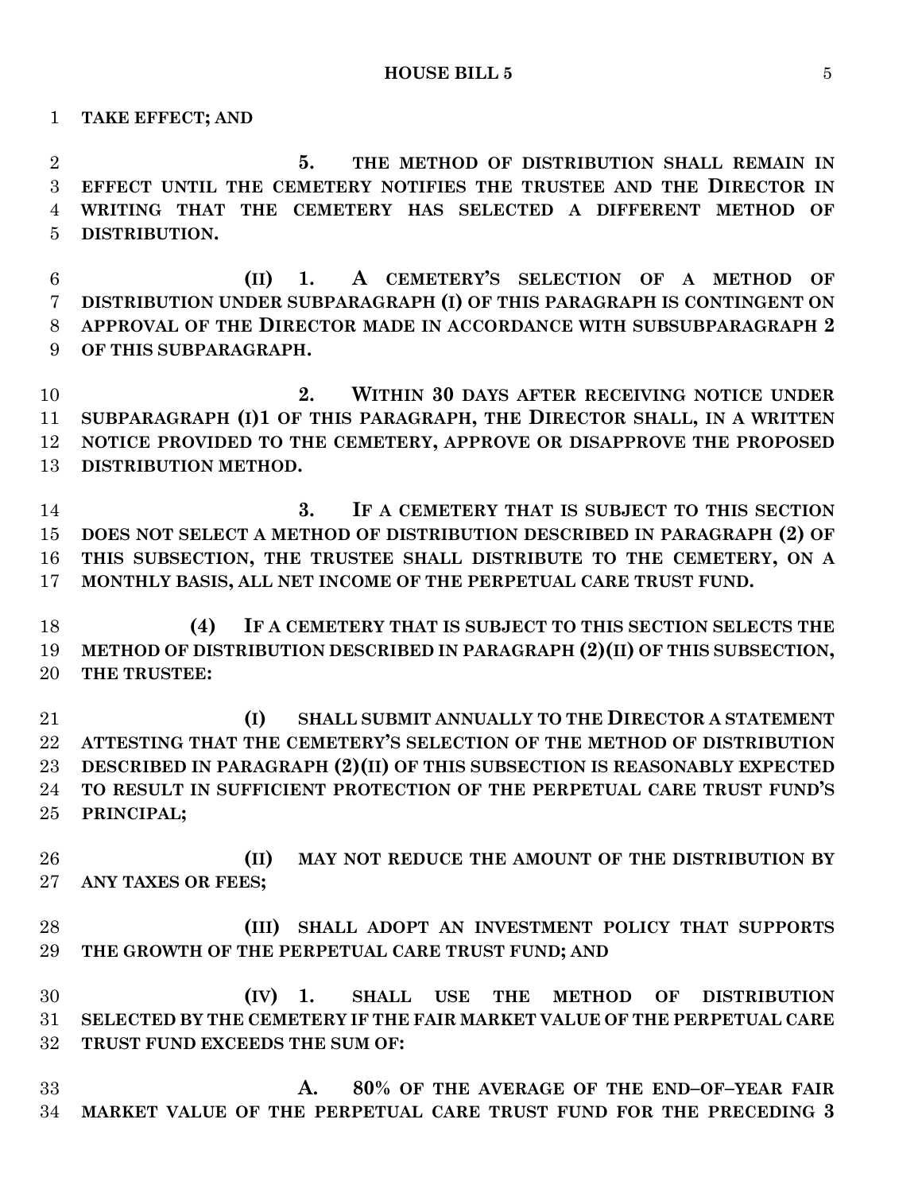**TAKE EFFECT; AND**

**5. THE METHOD OF DISTRIBUTION SHALL REMAIN IN EFFECT UNTIL THE CEMETERY NOTIFIES THE TRUSTEE AND THE DIRECTOR IN WRITING THAT THE CEMETERY HAS SELECTED A DIFFERENT METHOD OF DISTRIBUTION.**

**(II) 1. A CEMETERY'S SELECTION OF A METHOD OF DISTRIBUTION UNDER SUBPARAGRAPH (I) OF THIS PARAGRAPH IS CONTINGENT ON APPROVAL OF THE DIRECTOR MADE IN ACCORDANCE WITH SUBSUBPARAGRAPH 2 OF THIS SUBPARAGRAPH.**

**2. WITHIN 30 DAYS AFTER RECEIVING NOTICE UNDER SUBPARAGRAPH (I)1 OF THIS PARAGRAPH, THE DIRECTOR SHALL, IN A WRITTEN NOTICE PROVIDED TO THE CEMETERY, APPROVE OR DISAPPROVE THE PROPOSED DISTRIBUTION METHOD.**

**3. IF A CEMETERY THAT IS SUBJECT TO THIS SECTION DOES NOT SELECT A METHOD OF DISTRIBUTION DESCRIBED IN PARAGRAPH (2) OF THIS SUBSECTION, THE TRUSTEE SHALL DISTRIBUTE TO THE CEMETERY, ON A MONTHLY BASIS, ALL NET INCOME OF THE PERPETUAL CARE TRUST FUND.**

**(4) IF A CEMETERY THAT IS SUBJECT TO THIS SECTION SELECTS THE METHOD OF DISTRIBUTION DESCRIBED IN PARAGRAPH (2)(II) OF THIS SUBSECTION, THE TRUSTEE:**

**(I) SHALL SUBMIT ANNUALLY TO THE DIRECTOR A STATEMENT ATTESTING THAT THE CEMETERY'S SELECTION OF THE METHOD OF DISTRIBUTION DESCRIBED IN PARAGRAPH (2)(II) OF THIS SUBSECTION IS REASONABLY EXPECTED TO RESULT IN SUFFICIENT PROTECTION OF THE PERPETUAL CARE TRUST FUND'S PRINCIPAL;**

**(II) MAY NOT REDUCE THE AMOUNT OF THE DISTRIBUTION BY ANY TAXES OR FEES;**

**(III) SHALL ADOPT AN INVESTMENT POLICY THAT SUPPORTS THE GROWTH OF THE PERPETUAL CARE TRUST FUND; AND**

**(IV) 1. SHALL USE THE METHOD OF DISTRIBUTION SELECTED BY THE CEMETERY IF THE FAIR MARKET VALUE OF THE PERPETUAL CARE TRUST FUND EXCEEDS THE SUM OF:**

**A. 80% OF THE AVERAGE OF THE END–OF–YEAR FAIR MARKET VALUE OF THE PERPETUAL CARE TRUST FUND FOR THE PRECEDING 3**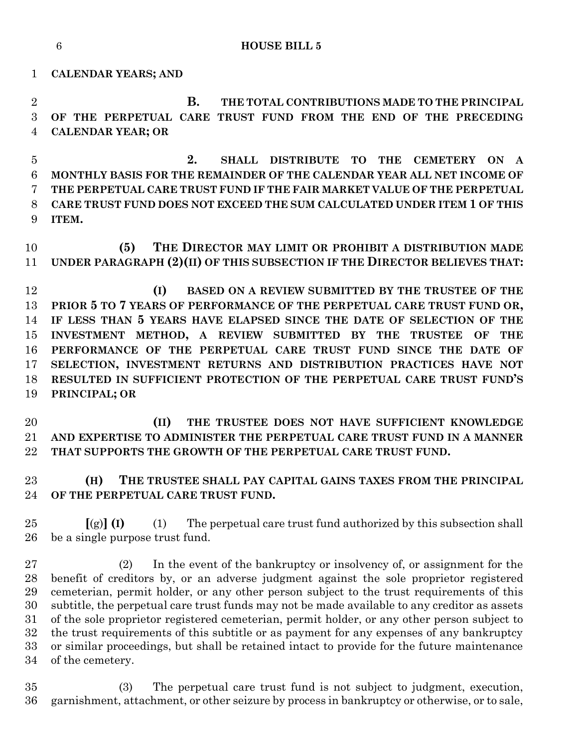**CALENDAR YEARS; AND**

**B. THE TOTAL CONTRIBUTIONS MADE TO THE PRINCIPAL OF THE PERPETUAL CARE TRUST FUND FROM THE END OF THE PRECEDING CALENDAR YEAR; OR**

**2. SHALL DISTRIBUTE TO THE CEMETERY ON A MONTHLY BASIS FOR THE REMAINDER OF THE CALENDAR YEAR ALL NET INCOME OF THE PERPETUAL CARE TRUST FUND IF THE FAIR MARKET VALUE OF THE PERPETUAL CARE TRUST FUND DOES NOT EXCEED THE SUM CALCULATED UNDER ITEM 1 OF THIS ITEM.**

**(5) THE DIRECTOR MAY LIMIT OR PROHIBIT A DISTRIBUTION MADE UNDER PARAGRAPH (2)(II) OF THIS SUBSECTION IF THE DIRECTOR BELIEVES THAT:**

**(I) BASED ON A REVIEW SUBMITTED BY THE TRUSTEE OF THE PRIOR 5 TO 7 YEARS OF PERFORMANCE OF THE PERPETUAL CARE TRUST FUND OR, IF LESS THAN 5 YEARS HAVE ELAPSED SINCE THE DATE OF SELECTION OF THE INVESTMENT METHOD, A REVIEW SUBMITTED BY THE TRUSTEE OF THE PERFORMANCE OF THE PERPETUAL CARE TRUST FUND SINCE THE DATE OF SELECTION, INVESTMENT RETURNS AND DISTRIBUTION PRACTICES HAVE NOT RESULTED IN SUFFICIENT PROTECTION OF THE PERPETUAL CARE TRUST FUND'S PRINCIPAL; OR**

**(II) THE TRUSTEE DOES NOT HAVE SUFFICIENT KNOWLEDGE AND EXPERTISE TO ADMINISTER THE PERPETUAL CARE TRUST FUND IN A MANNER THAT SUPPORTS THE GROWTH OF THE PERPETUAL CARE TRUST FUND.**

**(H) THE TRUSTEE SHALL PAY CAPITAL GAINS TAXES FROM THE PRINCIPAL OF THE PERPETUAL CARE TRUST FUND.**

**[**(g)**] (I)** (1) The perpetual care trust fund authorized by this subsection shall be a single purpose trust fund.

(2) In the event of the bankruptcy or insolvency of, or assignment for the benefit of creditors by, or an adverse judgment against the sole proprietor registered cemeterian, permit holder, or any other person subject to the trust requirements of this subtitle, the perpetual care trust funds may not be made available to any creditor as assets of the sole proprietor registered cemeterian, permit holder, or any other person subject to the trust requirements of this subtitle or as payment for any expenses of any bankruptcy or similar proceedings, but shall be retained intact to provide for the future maintenance of the cemetery.

(3) The perpetual care trust fund is not subject to judgment, execution, garnishment, attachment, or other seizure by process in bankruptcy or otherwise, or to sale,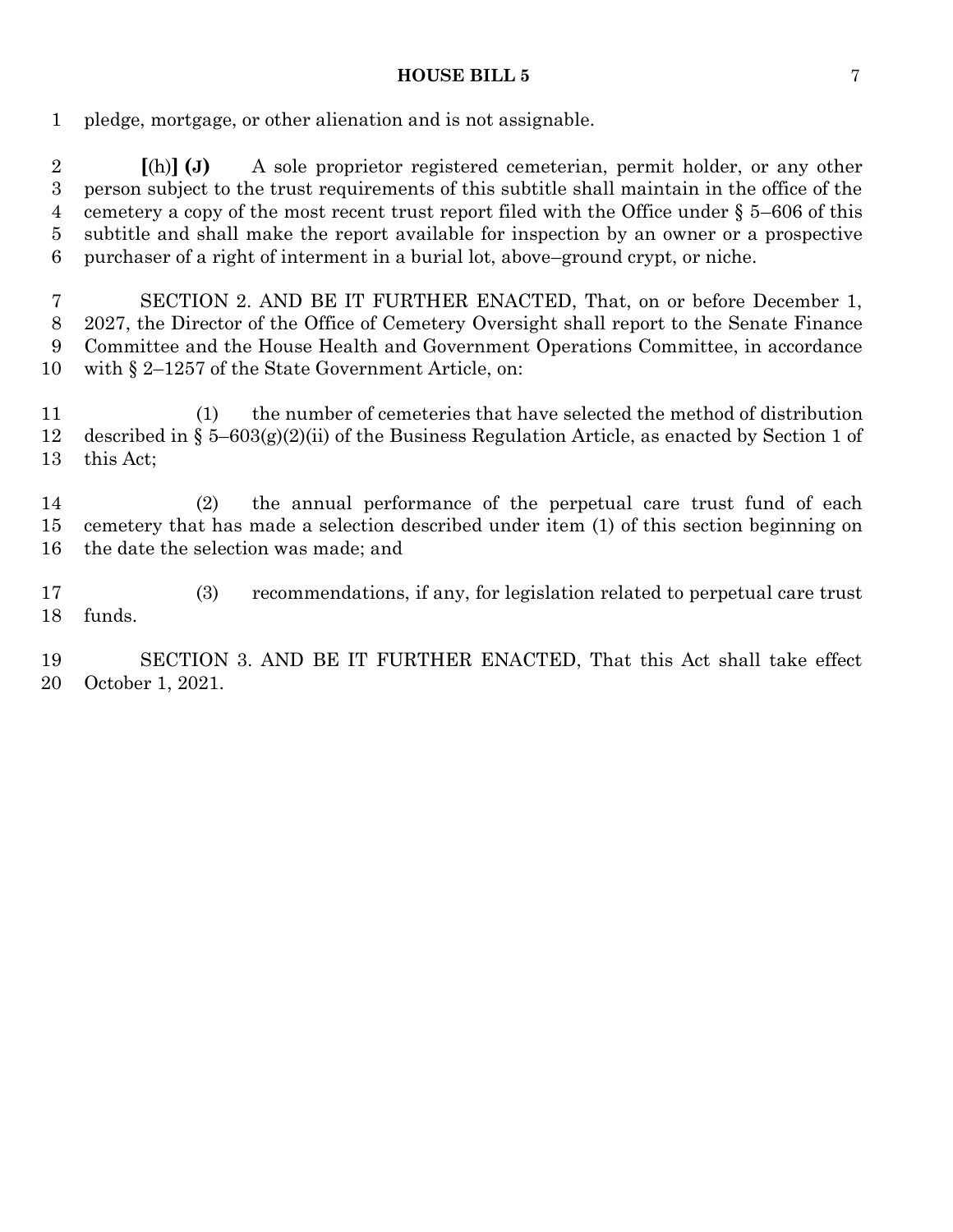pledge, mortgage, or other alienation and is not assignable.

**[**(h)**] (J)** A sole proprietor registered cemeterian, permit holder, or any other person subject to the trust requirements of this subtitle shall maintain in the office of the cemetery a copy of the most recent trust report filed with the Office under § 5–606 of this subtitle and shall make the report available for inspection by an owner or a prospective purchaser of a right of interment in a burial lot, above–ground crypt, or niche.

SECTION 2. AND BE IT FURTHER ENACTED, That, on or before December 1, 2027, the Director of the Office of Cemetery Oversight shall report to the Senate Finance Committee and the House Health and Government Operations Committee, in accordance with § 2–1257 of the State Government Article, on:

(1) the number of cemeteries that have selected the method of distribution described in § 5–603(g)(2)(ii) of the Business Regulation Article, as enacted by Section 1 of this Act;

(2) the annual performance of the perpetual care trust fund of each cemetery that has made a selection described under item (1) of this section beginning on the date the selection was made; and

(3) recommendations, if any, for legislation related to perpetual care trust funds.

SECTION 3. AND BE IT FURTHER ENACTED, That this Act shall take effect October 1, 2021.